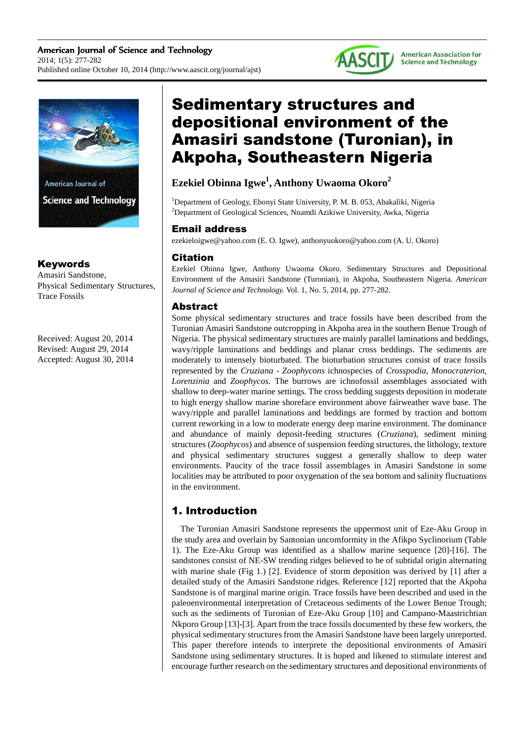# Sedimentary structures and depositional environment of the Amasiri sandstone (Turonian), in Akpoha, Southeastern Nigeria

**Ezekiel Obinna Igwe[1], Anthony Uwaoma Okoro[2]**

[1]Department of Geology, Ebonyi State University, P. M. B. 053, Abakaliki, Nigeria
[2]Department of Geological Sciences, Nnamdi Azikiwe University, Awka, Nigeria

## Email address

ezekieloigwe@yahoo.com (E. O. Igwe), anthonyuokoro@yahoo.com (A. U. Okoro)

## Citation

Ezekiel Obinna Igwe, Anthony Uwaoma Okoro. Sedimentary Structures and Depositional Environment of the Amasiri Sandstone (Turonian), in Akpoha, Southeastern Nigeria. *American Journal of Science and Technology.* Vol. 1, No. 5, 2014, pp. 277-282.

## Keywords

Amasiri Sandstone, Physical Sedimentary Structures, Trace Fossils

Received: August 20, 2014
Revised: August 29, 2014
Accepted: August 30, 2014

## Abstract

Some physical sedimentary structures and trace fossils have been described from the Turonian Amasiri Sandstone outcropping in Akpoha area in the southern Benue Trough of Nigeria. The physical sedimentary structures are mainly parallel laminations and beddings, wavy/ripple laminations and beddings and planar cross beddings. The sediments are moderately to intensely bioturbated. The bioturbation structures consist of trace fossils represented by the *Cruziana - Zoophycons* ichnospecies of *Crosspodia*, *Monocraterion*, *Lorenzinia* and *Zoophycos.* The burrows are ichnofossil assemblages associated with shallow to deep-water marine settings. The cross bedding suggests deposition in moderate to high energy shallow marine shoreface environment above fairweather wave base. The wavy/ripple and parallel laminations and beddings are formed by traction and bottom current reworking in a low to moderate energy deep marine environment. The dominance and abundance of mainly deposit-feeding structures (*Cruziana*), sediment mining structures (*Zoophycos*) and absence of suspension feeding structures, the lithology, texture and physical sedimentary structures suggest a generally shallow to deep water environments. Paucity of the trace fossil assemblages in Amasiri Sandstone in some localities may be attributed to poor oxygenation of the sea bottom and salinity fluctuations in the environment.

## 1. Introduction

The Turonian Amasiri Sandstone represents the uppermost unit of Eze-Aku Group in the study area and overlain by Santonian uncomformity in the Afikpo Syclinorium (Table 1). The Eze-Aku Group was identified as a shallow marine sequence [20]-[16]. The sandstones consist of NE-SW trending ridges believed to be of subtidal origin alternating with marine shale (Fig 1.) [2]. Evidence of storm deposition was derived by [1] after a detailed study of the Amasiri Sandstone ridges. Reference [12] reported that the Akpoha Sandstone is of marginal marine origin. Trace fossils have been described and used in the paleoenvironmental interpretation of Cretaceous sediments of the Lower Benue Trough; such as the sediments of Turonian of Eze-Aku Group [10] and Campano-Maastrichtian Nkporo Group [13]-[3]. Apart from the trace fossils documented by these few workers, the physical sedimentary structures from the Amasiri Sandstone have been largely unreported. This paper therefore intends to interprete the depositional environments of Amasiri Sandstone using sedimentary structures. It is hoped and likened to stimulate interest and encourage further research on the sedimentary structures and depositional environments of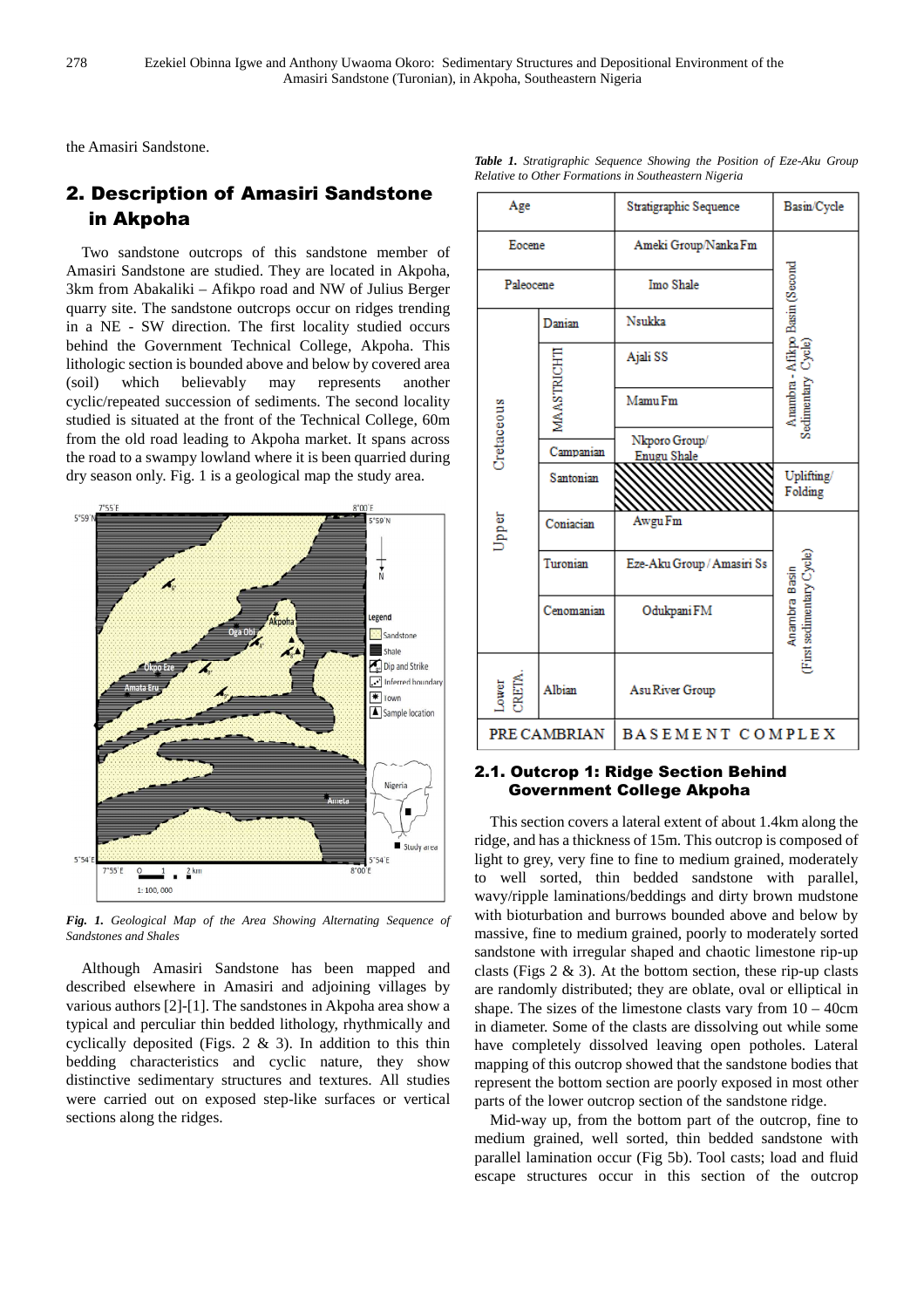the Amasiri Sandstone.

## 2. Description of Amasiri Sandstone in Akpoha

Two sandstone outcrops of this sandstone member of Amasiri Sandstone are studied. They are located in Akpoha, 3km from Abakaliki – Afikpo road and NW of Julius Berger quarry site. The sandstone outcrops occur on ridges trending in a NE - SW direction. The first locality studied occurs behind the Government Technical College, Akpoha. This lithologic section is bounded above and below by covered area (soil) which believably may represent another cyclic/repeated succession of sediments. The second locality studied is situated at the front of the Technical College, 60m from the old road leading to Akpoha market. It spans across the road to a swampy lowland where it is been quarried during dry season only. Fig. 1 is a geological map the study area.

***Fig. 1.*** *Geological Map of the Area Showing Alternating Sequence of Sandstones and Shales*

Although Amasiri Sandstone has been mapped and described elsewhere in Amasiri and adjoining villages by various authors [2]-[1]. The sandstones in Akpoha area show a typical and perculiar thin bedded lithology, rhythmically and cyclically deposited (Figs. 2 & 3). In addition to this thin bedding characteristics and cyclic nature, they show distinctive sedimentary structures and textures. All studies were carried out on exposed step-like surfaces or vertical sections along the ridges.

***Table 1.*** *Stratigraphic Sequence Showing the Position of Eze-Aku Group Relative to Other Formations in Southeastern Nigeria*

| Age | | Stratigraphic Sequence | Basin/Cycle |
|---|---|---|---|
| Eocene | | Ameki Group/Nanka Fm | Anambra - Afikpo Basin (Second Sedimentary Cycle) |
| Paleocene | | Imo Shale | |
| Upper Cretaceous | Danian | Nsukka | |
| | MAASTRICHTI | Ajali SS | |
| | | Mamu Fm | |
| | Campanian | Nkporo Group/ Enugu Shale | |
| | Santonian | | Uplifting/ Folding |
| | Coniacian | Awgu Fm | Anambra Basin (First sedimentary Cycle) |
| | Turonian | Eze-Aku Group / Amasiri Ss | |
| | Cenomanian | Odukpani FM | |
| Lower CRETA. | Albian | Asu River Group | |
| PRE CAMBRIAN | | BASEMENT COMPLEX | |

### 2.1. Outcrop 1: Ridge Section Behind Government College Akpoha

This section covers a lateral extent of about 1.4km along the ridge, and has a thickness of 15m. This outcrop is composed of light to grey, very fine to fine to medium grained, moderately to well sorted, thin bedded sandstone with parallel, wavy/ripple laminations/beddings and dirty brown mudstone with bioturbation and burrows bounded above and below by massive, fine to medium grained, poorly to moderately sorted sandstone with irregular shaped and chaotic limestone rip-up clasts (Figs 2 & 3). At the bottom section, these rip-up clasts are randomly distributed; they are oblate, oval or elliptical in shape. The sizes of the limestone clasts vary from 10 – 40cm in diameter. Some of the clasts are dissolving out while some have completely dissolved leaving open potholes. Lateral mapping of this outcrop showed that the sandstone bodies that represent the bottom section are poorly exposed in most other parts of the lower outcrop section of the sandstone ridge.

Mid-way up, from the bottom part of the outcrop, fine to medium grained, well sorted, thin bedded sandstone with parallel lamination occur (Fig 5b). Tool casts; load and fluid escape structures occur in this section of the outcrop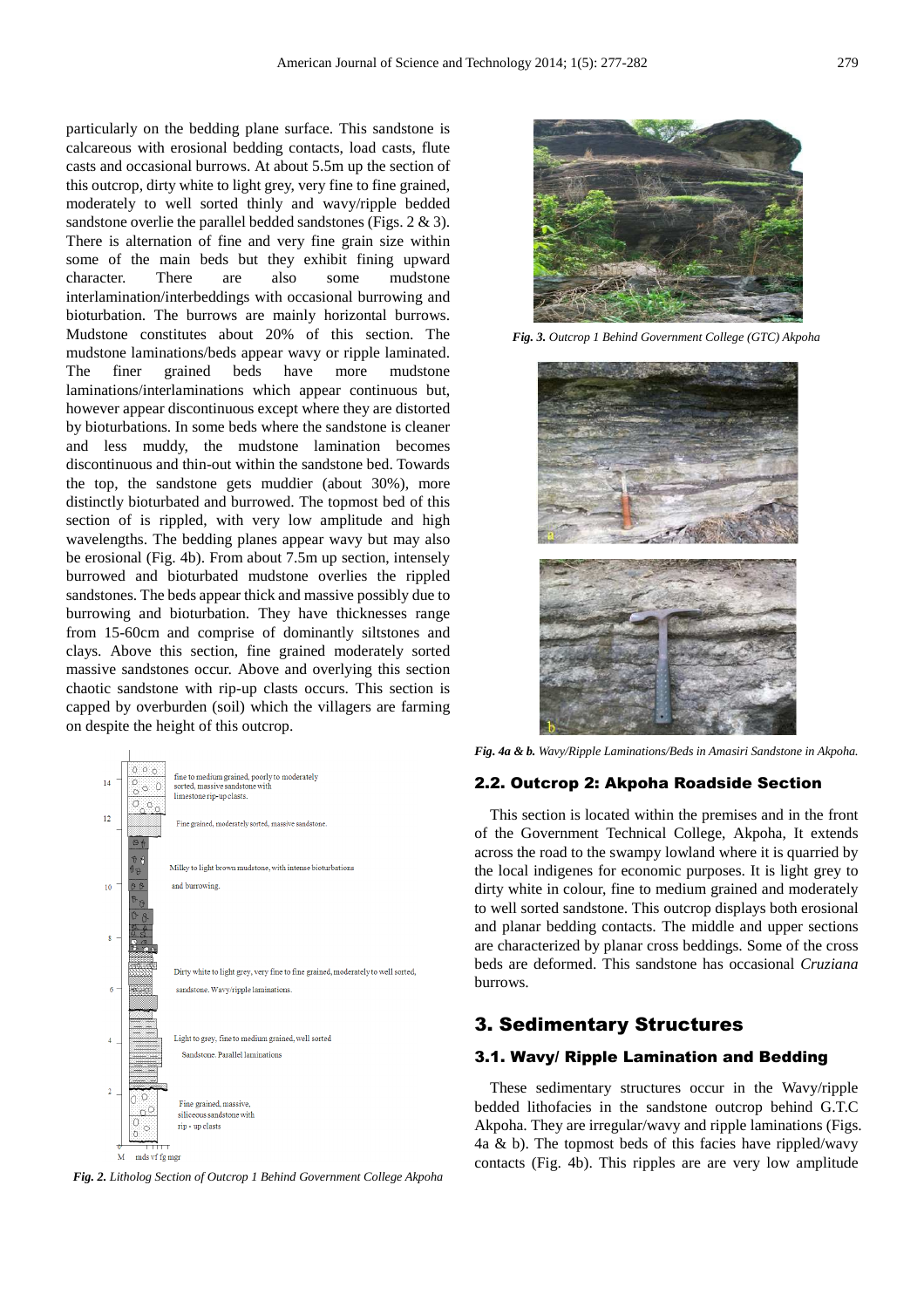particularly on the bedding plane surface. This sandstone is calcareous with erosional bedding contacts, load casts, flute casts and occasional burrows. At about 5.5m up the section of this outcrop, dirty white to light grey, very fine to fine grained, moderately to well sorted thinly and wavy/ripple bedded sandstone overlie the parallel bedded sandstones (Figs. 2 & 3). There is alternation of fine and very fine grain size within some of the main beds but they exhibit fining upward character. There are also some mudstone interlamination/interbeddings with occasional burrowing and bioturbation. The burrows are mainly horizontal burrows. Mudstone constitutes about 20% of this section. The mudstone laminations/beds appear wavy or ripple laminated. The finer grained beds have more mudstone laminations/interlaminations which appear continuous but, however appear discontinuous except where they are distorted by bioturbations. In some beds where the sandstone is cleaner and less muddy, the mudstone lamination becomes discontinuous and thin-out within the sandstone bed. Towards the top, the sandstone gets muddier (about 30%), more distinctly bioturbated and burrowed. The topmost bed of this section of is rippled, with very low amplitude and high wavelengths. The bedding planes appear wavy but may also be erosional (Fig. 4b). From about 7.5m up section, intensely burrowed and bioturbated mudstone overlies the rippled sandstones. The beds appear thick and massive possibly due to burrowing and bioturbation. They have thicknesses range from 15-60cm and comprise of dominantly siltstones and clays. Above this section, fine grained moderately sorted massive sandstones occur. Above and overlying this section chaotic sandstone with rip-up clasts occurs. This section is capped by overburden (soil) which the villagers are farming on despite the height of this outcrop.

*Fig. 2. Litholog Section of Outcrop 1 Behind Government College Akpoha*

*Fig. 3. Outcrop 1 Behind Government College (GTC) Akpoha*

***Fig. 4a & b.*** *Wavy/Ripple Laminations/Beds in Amasiri Sandstone in Akpoha.*

### 2.2. Outcrop 2: Akpoha Roadside Section

This section is located within the premises and in the front of the Government Technical College, Akpoha, It extends across the road to the swampy lowland where it is quarried by the local indigenes for economic purposes. It is light grey to dirty white in colour, fine to medium grained and moderately to well sorted sandstone. This outcrop displays both erosional and planar bedding contacts. The middle and upper sections are characterized by planar cross beddings. Some of the cross beds are deformed. This sandstone has occasional *Cruziana* burrows.

## 3. Sedimentary Structures

### 3.1. Wavy/ Ripple Lamination and Bedding

These sedimentary structures occur in the Wavy/ripple bedded lithofacies in the sandstone outcrop behind G.T.C Akpoha. They are irregular/wavy and ripple laminations (Figs. 4a & b). The topmost beds of this facies have rippled/wavy contacts (Fig. 4b). This ripples are are very low amplitude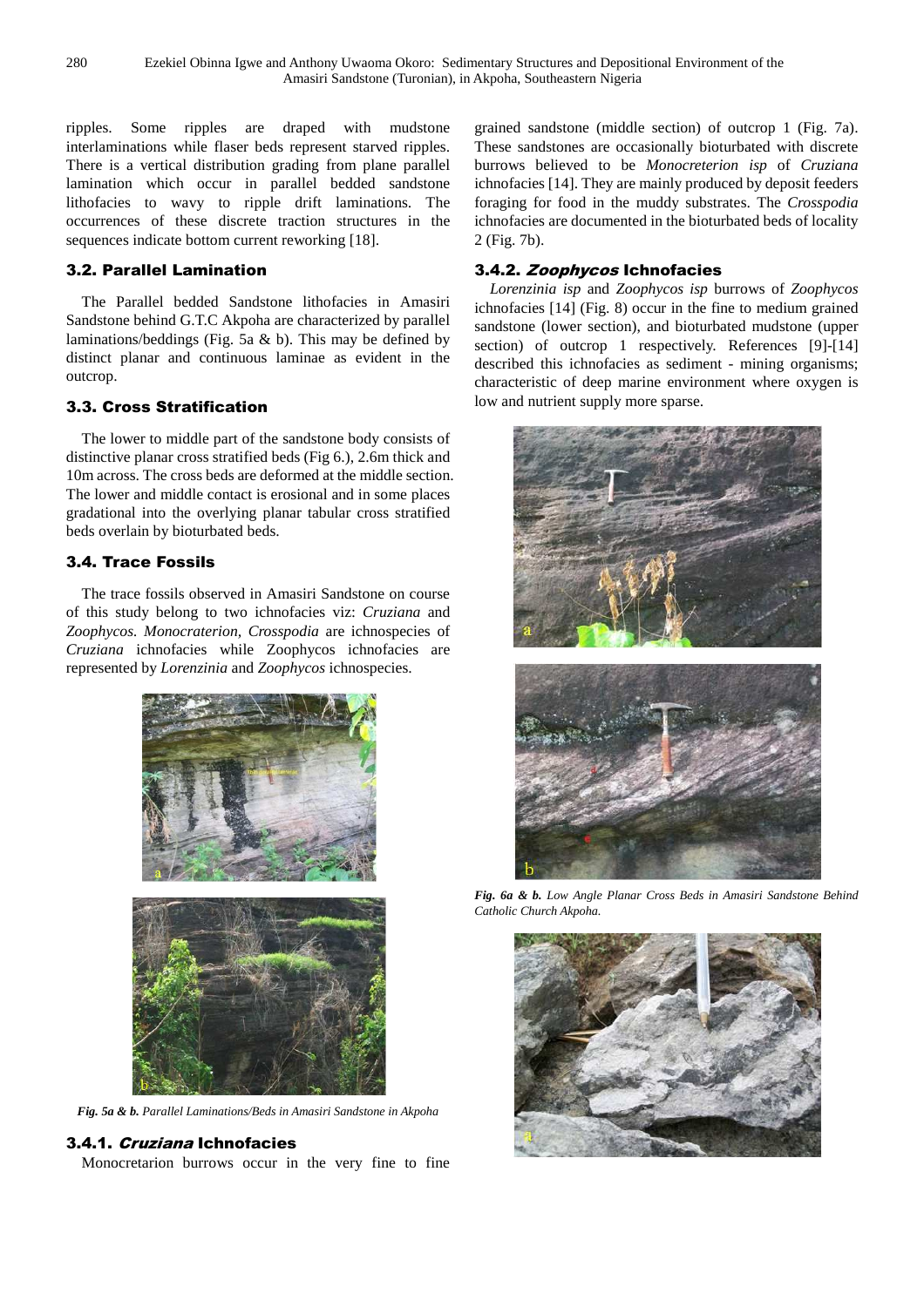ripples. Some ripples are draped with mudstone interlaminations while flaser beds represent starved ripples. There is a vertical distribution grading from plane parallel lamination which occur in parallel bedded sandstone lithofacies to wavy to ripple drift laminations. The occurrences of these discrete traction structures in the sequences indicate bottom current reworking [18].

### 3.2. Parallel Lamination

The Parallel bedded Sandstone lithofacies in Amasiri Sandstone behind G.T.C Akpoha are characterized by parallel laminations/beddings (Fig. 5a & b). This may be defined by distinct planar and continuous laminae as evident in the outcrop.

### 3.3. Cross Stratification

The lower to middle part of the sandstone body consists of distinctive planar cross stratified beds (Fig 6.), 2.6m thick and 10m across. The cross beds are deformed at the middle section. The lower and middle contact is erosional and in some places gradational into the overlying planar tabular cross stratified beds overlain by bioturbated beds.

### 3.4. Trace Fossils

The trace fossils observed in Amasiri Sandstone on course of this study belong to two ichnofacies viz: *Cruziana* and *Zoophycos*. *Monocraterion*, *Crosspodia* are ichnospecies of *Cruziana* ichnofacies while Zoophycos ichnofacies are represented by *Lorenzinia* and *Zoophycos* ichnospecies.

***Fig. 5a & b.*** *Parallel Laminations/Beds in Amasiri Sandstone in Akpoha*

#### 3.4.1. *Cruziana* Ichnofacies

Monocretarion burrows occur in the very fine to fine grained sandstone (middle section) of outcrop 1 (Fig. 7a). These sandstones are occasionally bioturbated with discrete burrows believed to be *Monocreterion isp* of *Cruziana* ichnofacies [14]. They are mainly produced by deposit feeders foraging for food in the muddy substrates. The *Crosspodia* ichnofacies are documented in the bioturbated beds of locality 2 (Fig. 7b).

#### 3.4.2. *Zoophycos* Ichnofacies

*Lorenzinia isp* and *Zoophycos isp* burrows of *Zoophycos* ichnofacies [14] (Fig. 8) occur in the fine to medium grained sandstone (lower section), and bioturbated mudstone (upper section) of outcrop 1 respectively. References [9]-[14] described this ichnofacies as sediment - mining organisms; characteristic of deep marine environment where oxygen is low and nutrient supply more sparse.

***Fig. 6a & b.*** *Low Angle Planar Cross Beds in Amasiri Sandstone Behind Catholic Church Akpoha.*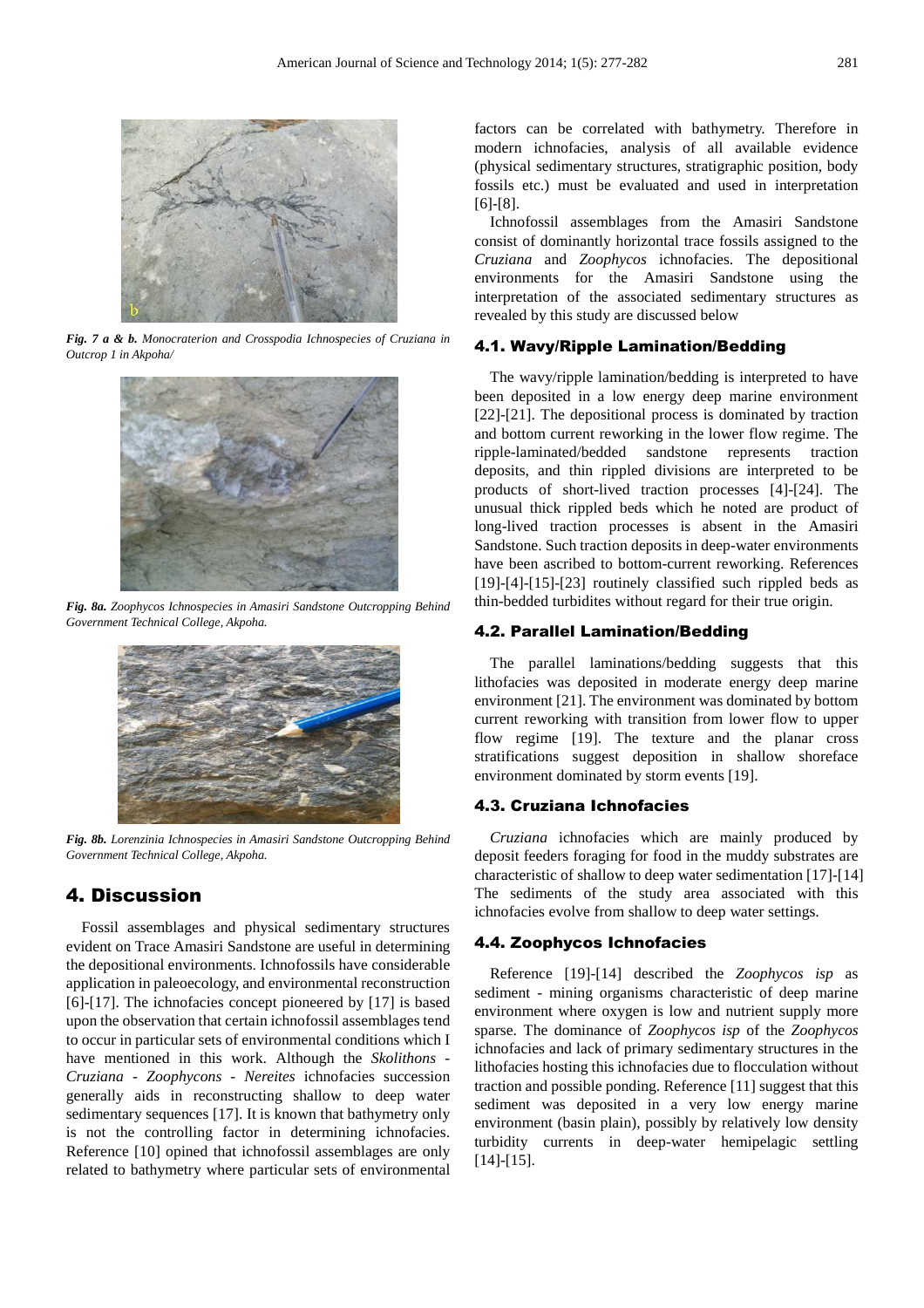*Fig. 7 a & b. Monocraterion and Crosspodia Ichnospecies of Cruziana in Outcrop 1 in Akpoha/*

*Fig. 8a. Zoophycos Ichnospecies in Amasiri Sandstone Outcropping Behind Government Technical College, Akpoha.*

*Fig. 8b. Lorenzinia Ichnospecies in Amasiri Sandstone Outcropping Behind Government Technical College, Akpoha.*

## 4. Discussion

Fossil assemblages and physical sedimentary structures evident on Trace Amasiri Sandstone are useful in determining the depositional environments. Ichnofossils have considerable application in paleoecology, and environmental reconstruction [6]-[17]. The ichnofacies concept pioneered by [17] is based upon the observation that certain ichnofossil assemblages tend to occur in particular sets of environmental conditions which I have mentioned in this work. Although the *Skolithons - Cruziana - Zoophycons - Nereites* ichnofacies succession generally aids in reconstructing shallow to deep water sedimentary sequences [17]. It is known that bathymetry only is not the controlling factor in determining ichnofacies. Reference [10] opined that ichnofossil assemblages are only related to bathymetry where particular sets of environmental factors can be correlated with bathymetry. Therefore in modern ichnofacies, analysis of all available evidence (physical sedimentary structures, stratigraphic position, body fossils etc.) must be evaluated and used in interpretation [6]-[8].

Ichnofossil assemblages from the Amasiri Sandstone consist of dominantly horizontal trace fossils assigned to the *Cruziana* and *Zoophycos* ichnofacies. The depositional environments for the Amasiri Sandstone using the interpretation of the associated sedimentary structures as revealed by this study are discussed below

### 4.1. Wavy/Ripple Lamination/Bedding

The wavy/ripple lamination/bedding is interpreted to have been deposited in a low energy deep marine environment [22]-[21]. The depositional process is dominated by traction and bottom current reworking in the lower flow regime. The ripple-laminated/bedded sandstone represents traction deposits, and thin rippled divisions are interpreted to be products of short-lived traction processes [4]-[24]. The unusual thick rippled beds which he noted are product of long-lived traction processes is absent in the Amasiri Sandstone. Such traction deposits in deep-water environments have been ascribed to bottom-current reworking. References [19]-[4]-[15]-[23] routinely classified such rippled beds as thin-bedded turbidites without regard for their true origin.

### 4.2. Parallel Lamination/Bedding

The parallel laminations/bedding suggests that this lithofacies was deposited in moderate energy deep marine environment [21]. The environment was dominated by bottom current reworking with transition from lower flow to upper flow regime [19]. The texture and the planar cross stratifications suggest deposition in shallow shoreface environment dominated by storm events [19].

### 4.3. Cruziana Ichnofacies

*Cruziana* ichnofacies which are mainly produced by deposit feeders foraging for food in the muddy substrates are characteristic of shallow to deep water sedimentation [17]-[14] The sediments of the study area associated with this ichnofacies evolve from shallow to deep water settings.

### 4.4. Zoophycos Ichnofacies

Reference [19]-[14] described the *Zoophycos isp* as sediment - mining organisms characteristic of deep marine environment where oxygen is low and nutrient supply more sparse. The dominance of *Zoophycos isp* of the *Zoophycos* ichnofacies and lack of primary sedimentary structures in the lithofacies hosting this ichnofacies due to flocculation without traction and possible ponding. Reference [11] suggest that this sediment was deposited in a very low energy marine environment (basin plain), possibly by relatively low density turbidity currents in deep-water hemipelagic settling [14]-[15].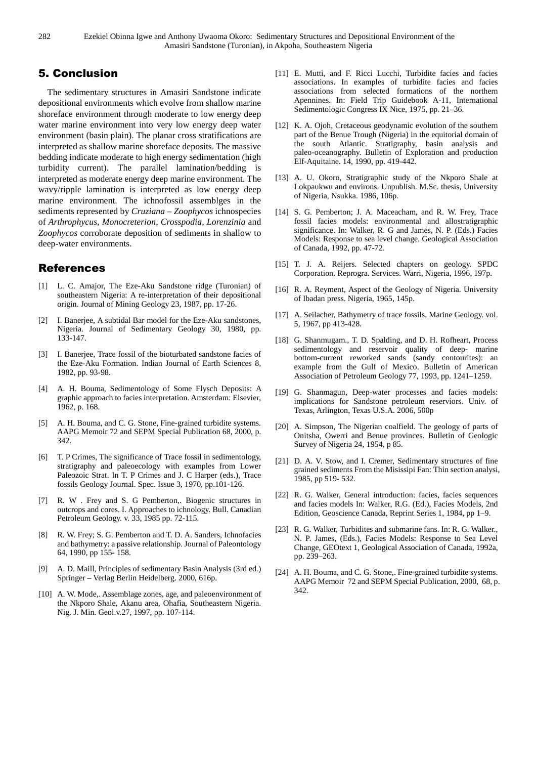## 5. Conclusion

The sedimentary structures in Amasiri Sandstone indicate depositional environments which evolve from shallow marine shoreface environment through moderate to low energy deep water marine environment into very low energy deep water environment (basin plain). The planar cross stratifications are interpreted as shallow marine shoreface deposits. The massive bedding indicate moderate to high energy sedimentation (high turbidity current). The parallel lamination/bedding is interpreted as moderate energy deep marine environment. The wavy/ripple lamination is interpreted as low energy deep marine environment. The ichnofossil assemblges in the sediments represented by *Cruziana – Zoophycos* ichnospecies of *Arthrophycus*, *Monocreterion, Crosspodia, Lorenzinia* and *Zoophycos* corroborate deposition of sediments in shallow to deep-water environments.

## References

[1] L. C. Amajor, The Eze-Aku Sandstone ridge (Turonian) of southeastern Nigeria: A re-interpretation of their depositional origin. Journal of Mining Geology 23, 1987, pp. 17-26.

[2] I. Banerjee, A subtidal Bar model for the Eze-Aku sandstones, Nigeria. Journal of Sedimentary Geology 30, 1980, pp. 133-147.

[3] I. Banerjee, Trace fossil of the bioturbated sandstone facies of the Eze-Aku Formation. Indian Journal of Earth Sciences 8, 1982, pp. 93-98.

[4] A. H. Bouma, Sedimentology of Some Flysch Deposits: A graphic approach to facies interpretation. Amsterdam: Elsevier, 1962, p. 168.

[5] A. H. Bouma, and C. G. Stone, Fine-grained turbidite systems. AAPG Memoir 72 and SEPM Special Publication 68, 2000, p. 342.

[6] T. P Crimes, The significance of Trace fossil in sedimentology, stratigraphy and paleoecology with examples from Lower Paleozoic Strat. In T. P Crimes and J. C Harper (eds.), Trace fossils Geology Journal. Spec. Issue 3, 1970, pp.101-126.

[7] R. W . Frey and S. G Pemberton,. Biogenic structures in outcrops and cores. I. Approaches to ichnology. Bull. Canadian Petroleum Geology. v. 33, 1985 pp. 72-115.

[8] R. W. Frey; S. G. Pemberton and T. D. A. Sanders, Ichnofacies and bathymetry: a passive relationship. Journal of Paleontology 64, 1990, pp 155- 158.

[9] A. D. Maill, Principles of sedimentary Basin Analysis (3rd ed.) Springer – Verlag Berlin Heidelberg. 2000, 616p.

[10] A. W. Mode,. Assemblage zones, age, and paleoenvironment of the Nkporo Shale, Akanu area, Ohafia, Southeastern Nigeria. Nig. J. Min. Geol.v.27, 1997, pp. 107-114.

[11] E. Mutti, and F. Ricci Lucchi, Turbidite facies and facies associations. In examples of turbidite facies and facies associations from selected formations of the northern Apennines. In: Field Trip Guidebook A-11, International Sedimentologic Congress IX Nice, 1975, pp. 21–36.

[12] K. A. Ojoh, Cretaceous geodynamic evolution of the southern part of the Benue Trough (Nigeria) in the equitorial domain of the south Atlantic. Stratigraphy, basin analysis and paleo-oceanography. Bulletin of Exploration and production Elf-Aquitaine. 14, 1990, pp. 419-442.

[13] A. U. Okoro, Stratigraphic study of the Nkporo Shale at Lokpaukwu and environs. Unpublish. M.Sc. thesis, University of Nigeria, Nsukka. 1986, 106p.

[14] S. G. Pemberton; J. A. Maceacham, and R. W. Frey, Trace fossil facies models: environmental and allostratigraphic significance. In: Walker, R. G and James, N. P. (Eds.) Facies Models: Response to sea level change. Geological Association of Canada, 1992, pp. 47-72.

[15] T. J. A. Reijers. Selected chapters on geology. SPDC Corporation. Reprogra. Services. Warri, Nigeria, 1996, 197p.

[16] R. A. Reyment, Aspect of the Geology of Nigeria. University of Ibadan press. Nigeria, 1965, 145p.

[17] A. Seilacher, Bathymetry of trace fossils. Marine Geology. vol. 5, 1967, pp 413-428.

[18] G. Shanmugam., T. D. Spalding, and D. H. Rofheart, Process sedimentology and reservoir quality of deep- marine bottom-current reworked sands (sandy contourites): an example from the Gulf of Mexico. Bulletin of American Association of Petroleum Geology 77, 1993, pp. 1241–1259.

[19] G. Shanmagun, Deep-water processes and facies models: implications for Sandstone petroleum reserviors. Univ. of Texas, Arlington, Texas U.S.A. 2006, 500p

[20] A. Simpson, The Nigerian coalfield. The geology of parts of Onitsha, Owerri and Benue provinces. Bulletin of Geologic Survey of Nigeria 24, 1954, p 85.

[21] D. A. V. Stow, and I. Cremer, Sedimentary structures of fine grained sediments From the Misissipi Fan: Thin section analysi, 1985, pp 519- 532.

[22] R. G. Walker, General introduction: facies, facies sequences and facies models In: Walker, R.G. (Ed.), Facies Models, 2nd Edition, Geoscience Canada, Reprint Series 1, 1984, pp 1–9.

[23] R. G. Walker, Turbidites and submarine fans. In: R. G. Walker., N. P. James, (Eds.), Facies Models: Response to Sea Level Change, GEOtext 1, Geological Association of Canada, 1992a, pp. 239–263.

[24] A. H. Bouma, and C. G. Stone,. Fine-grained turbidite systems. AAPG Memoir 72 and SEPM Special Publication, 2000, 68, p. 342.